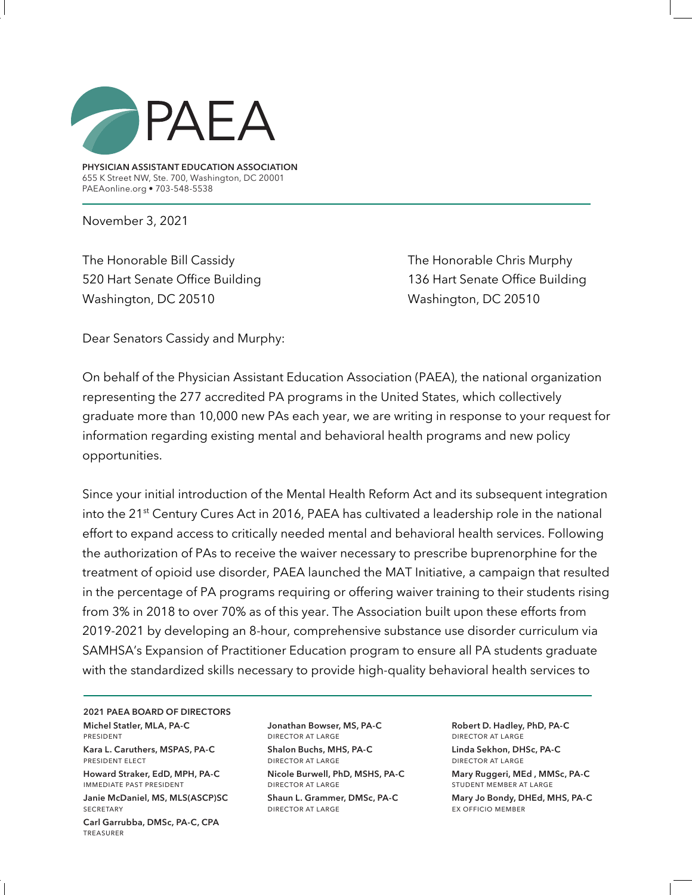# PAEA

**PHYSICIAN ASSISTANT EDUCATION ASSOCIATION**
655 K Street NW, Ste. 700, Washington, DC 20001
PAEAonline.org • 703-548-5538

November 3, 2021

The Honorable Bill Cassidy
520 Hart Senate Office Building
Washington, DC 20510

The Honorable Chris Murphy
136 Hart Senate Office Building
Washington, DC 20510

Dear Senators Cassidy and Murphy:

On behalf of the Physician Assistant Education Association (PAEA), the national organization representing the 277 accredited PA programs in the United States, which collectively graduate more than 10,000 new PAs each year, we are writing in response to your request for information regarding existing mental and behavioral health programs and new policy opportunities.

Since your initial introduction of the Mental Health Reform Act and its subsequent integration into the 21st Century Cures Act in 2016, PAEA has cultivated a leadership role in the national effort to expand access to critically needed mental and behavioral health services. Following the authorization of PAs to receive the waiver necessary to prescribe buprenorphine for the treatment of opioid use disorder, PAEA launched the MAT Initiative, a campaign that resulted in the percentage of PA programs requiring or offering waiver training to their students rising from 3% in 2018 to over 70% as of this year. The Association built upon these efforts from 2019-2021 by developing an 8-hour, comprehensive substance use disorder curriculum via SAMHSA's Expansion of Practitioner Education program to ensure all PA students graduate with the standardized skills necessary to provide high-quality behavioral health services to

**2021 PAEA BOARD OF DIRECTORS**

**Michel Statler, MLA, PA-C**
PRESIDENT

**Kara L. Caruthers, MSPAS, PA-C**
PRESIDENT ELECT

**Howard Straker, EdD, MPH, PA-C**
IMMEDIATE PAST PRESIDENT

**Janie McDaniel, MS, MLS(ASCP)SC**
SECRETARY

**Carl Garrubba, DMSc, PA-C, CPA**
TREASURER

**Jonathan Bowser, MS, PA-C**
DIRECTOR AT LARGE

**Shalon Buchs, MHS, PA-C**
DIRECTOR AT LARGE

**Nicole Burwell, PhD, MSHS, PA-C**
DIRECTOR AT LARGE

**Shaun L. Grammer, DMSc, PA-C**
DIRECTOR AT LARGE

**Robert D. Hadley, PhD, PA-C**
DIRECTOR AT LARGE

**Linda Sekhon, DHSc, PA-C**
DIRECTOR AT LARGE

**Mary Ruggeri, MEd , MMSc, PA-C**
STUDENT MEMBER AT LARGE

**Mary Jo Bondy, DHEd, MHS, PA-C**
EX OFFICIO MEMBER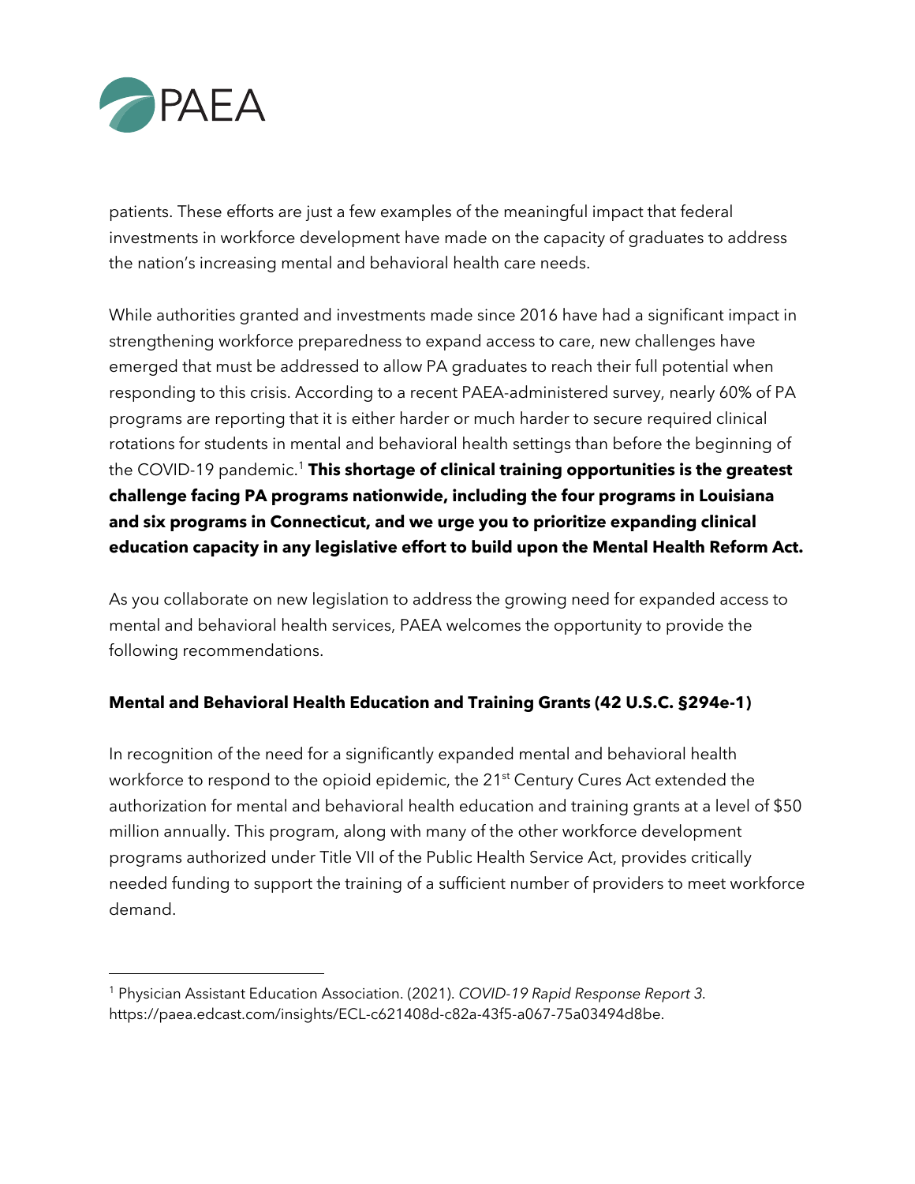patients. These efforts are just a few examples of the meaningful impact that federal investments in workforce development have made on the capacity of graduates to address the nation's increasing mental and behavioral health care needs.

While authorities granted and investments made since 2016 have had a significant impact in strengthening workforce preparedness to expand access to care, new challenges have emerged that must be addressed to allow PA graduates to reach their full potential when responding to this crisis. According to a recent PAEA-administered survey, nearly 60% of PA programs are reporting that it is either harder or much harder to secure required clinical rotations for students in mental and behavioral health settings than before the beginning of the COVID-19 pandemic.[1] **This shortage of clinical training opportunities is the greatest challenge facing PA programs nationwide, including the four programs in Louisiana and six programs in Connecticut, and we urge you to prioritize expanding clinical education capacity in any legislative effort to build upon the Mental Health Reform Act.**

As you collaborate on new legislation to address the growing need for expanded access to mental and behavioral health services, PAEA welcomes the opportunity to provide the following recommendations.

**Mental and Behavioral Health Education and Training Grants (42 U.S.C. §294e-1)**

In recognition of the need for a significantly expanded mental and behavioral health workforce to respond to the opioid epidemic, the 21st Century Cures Act extended the authorization for mental and behavioral health education and training grants at a level of $50 million annually. This program, along with many of the other workforce development programs authorized under Title VII of the Public Health Service Act, provides critically needed funding to support the training of a sufficient number of providers to meet workforce demand.

---

[1] Physician Assistant Education Association. (2021). *COVID-19 Rapid Response Report 3*. https://paea.edcast.com/insights/ECL-c621408d-c82a-43f5-a067-75a03494d8be.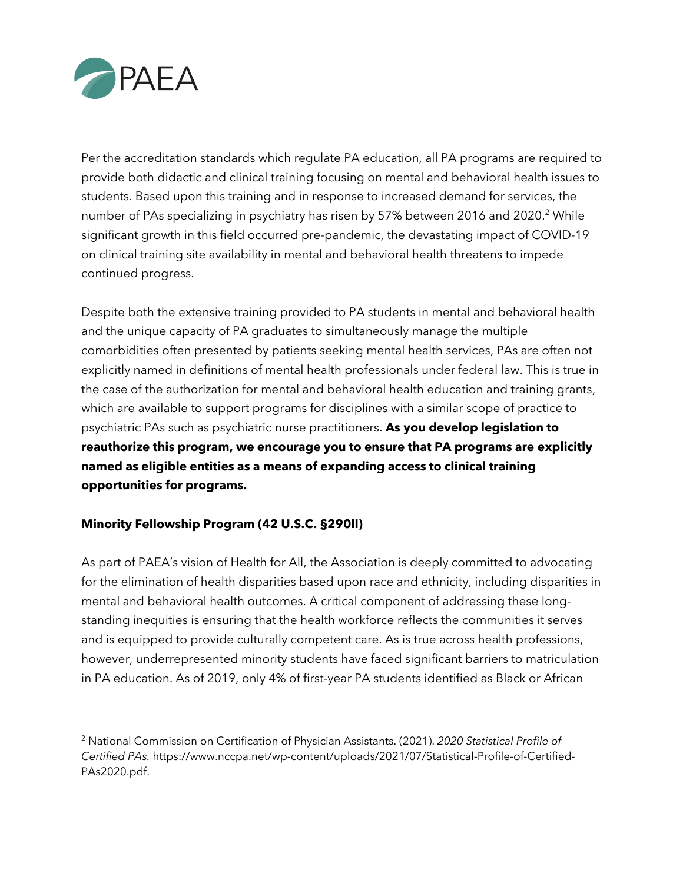Per the accreditation standards which regulate PA education, all PA programs are required to provide both didactic and clinical training focusing on mental and behavioral health issues to students. Based upon this training and in response to increased demand for services, the number of PAs specializing in psychiatry has risen by 57% between 2016 and 2020.[2] While significant growth in this field occurred pre-pandemic, the devastating impact of COVID-19 on clinical training site availability in mental and behavioral health threatens to impede continued progress.

Despite both the extensive training provided to PA students in mental and behavioral health and the unique capacity of PA graduates to simultaneously manage the multiple comorbidities often presented by patients seeking mental health services, PAs are often not explicitly named in definitions of mental health professionals under federal law. This is true in the case of the authorization for mental and behavioral health education and training grants, which are available to support programs for disciplines with a similar scope of practice to psychiatric PAs such as psychiatric nurse practitioners. **As you develop legislation to reauthorize this program, we encourage you to ensure that PA programs are explicitly named as eligible entities as a means of expanding access to clinical training opportunities for programs.**

**Minority Fellowship Program (42 U.S.C. §290ll)**

As part of PAEA's vision of Health for All, the Association is deeply committed to advocating for the elimination of health disparities based upon race and ethnicity, including disparities in mental and behavioral health outcomes. A critical component of addressing these long-standing inequities is ensuring that the health workforce reflects the communities it serves and is equipped to provide culturally competent care. As is true across health professions, however, underrepresented minority students have faced significant barriers to matriculation in PA education. As of 2019, only 4% of first-year PA students identified as Black or African

[2] National Commission on Certification of Physician Assistants. (2021). *2020 Statistical Profile of Certified PAs.* https://www.nccpa.net/wp-content/uploads/2021/07/Statistical-Profile-of-Certified-PAs2020.pdf.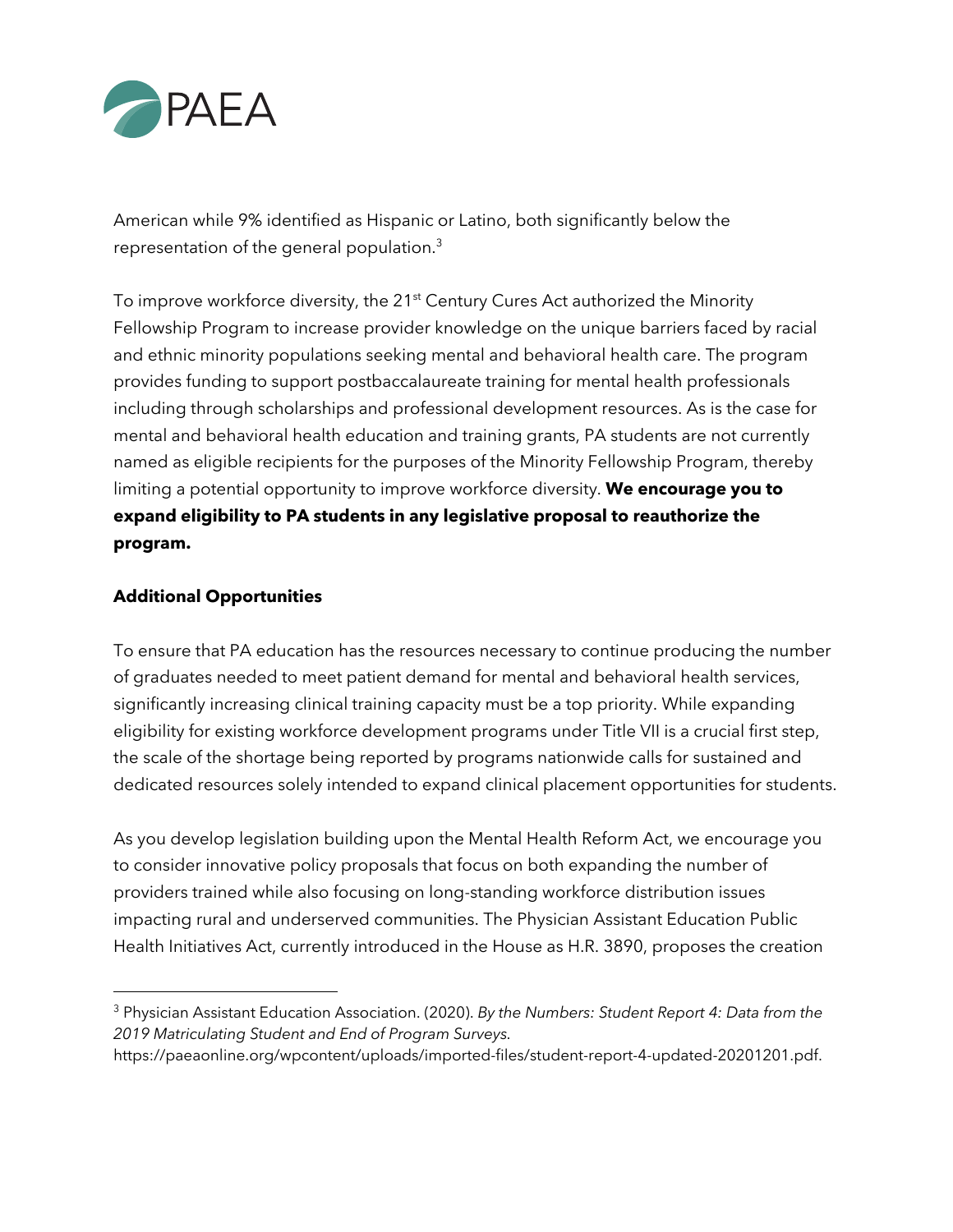American while 9% identified as Hispanic or Latino, both significantly below the representation of the general population.[3]

To improve workforce diversity, the 21st Century Cures Act authorized the Minority Fellowship Program to increase provider knowledge on the unique barriers faced by racial and ethnic minority populations seeking mental and behavioral health care. The program provides funding to support postbaccalaureate training for mental health professionals including through scholarships and professional development resources. As is the case for mental and behavioral health education and training grants, PA students are not currently named as eligible recipients for the purposes of the Minority Fellowship Program, thereby limiting a potential opportunity to improve workforce diversity. **We encourage you to expand eligibility to PA students in any legislative proposal to reauthorize the program.**

**Additional Opportunities**

To ensure that PA education has the resources necessary to continue producing the number of graduates needed to meet patient demand for mental and behavioral health services, significantly increasing clinical training capacity must be a top priority. While expanding eligibility for existing workforce development programs under Title VII is a crucial first step, the scale of the shortage being reported by programs nationwide calls for sustained and dedicated resources solely intended to expand clinical placement opportunities for students.

As you develop legislation building upon the Mental Health Reform Act, we encourage you to consider innovative policy proposals that focus on both expanding the number of providers trained while also focusing on long-standing workforce distribution issues impacting rural and underserved communities. The Physician Assistant Education Public Health Initiatives Act, currently introduced in the House as H.R. 3890, proposes the creation

---

[3] Physician Assistant Education Association. (2020). *By the Numbers: Student Report 4: Data from the 2019 Matriculating Student and End of Program Surveys.* https://paeaonline.org/wpcontent/uploads/imported-files/student-report-4-updated-20201201.pdf.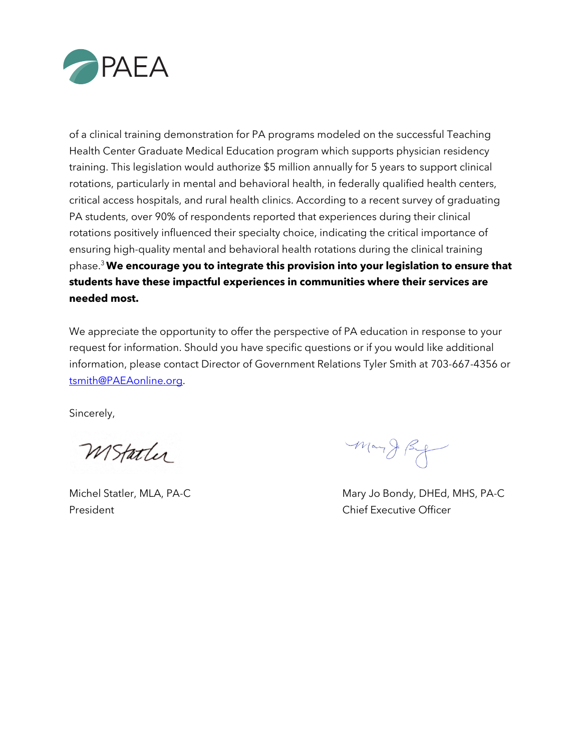of a clinical training demonstration for PA programs modeled on the successful Teaching Health Center Graduate Medical Education program which supports physician residency training. This legislation would authorize $5 million annually for 5 years to support clinical rotations, particularly in mental and behavioral health, in federally qualified health centers, critical access hospitals, and rural health clinics. According to a recent survey of graduating PA students, over 90% of respondents reported that experiences during their clinical rotations positively influenced their specialty choice, indicating the critical importance of ensuring high-quality mental and behavioral health rotations during the clinical training phase.[3] **We encourage you to integrate this provision into your legislation to ensure that students have these impactful experiences in communities where their services are needed most.**

We appreciate the opportunity to offer the perspective of PA education in response to your request for information. Should you have specific questions or if you would like additional information, please contact Director of Government Relations Tyler Smith at 703-667-4356 or tsmith@PAEAonline.org.

Sincerely,

Michel Statler, MLA, PA-C
President

Mary Jo Bondy, DHEd, MHS, PA-C
Chief Executive Officer